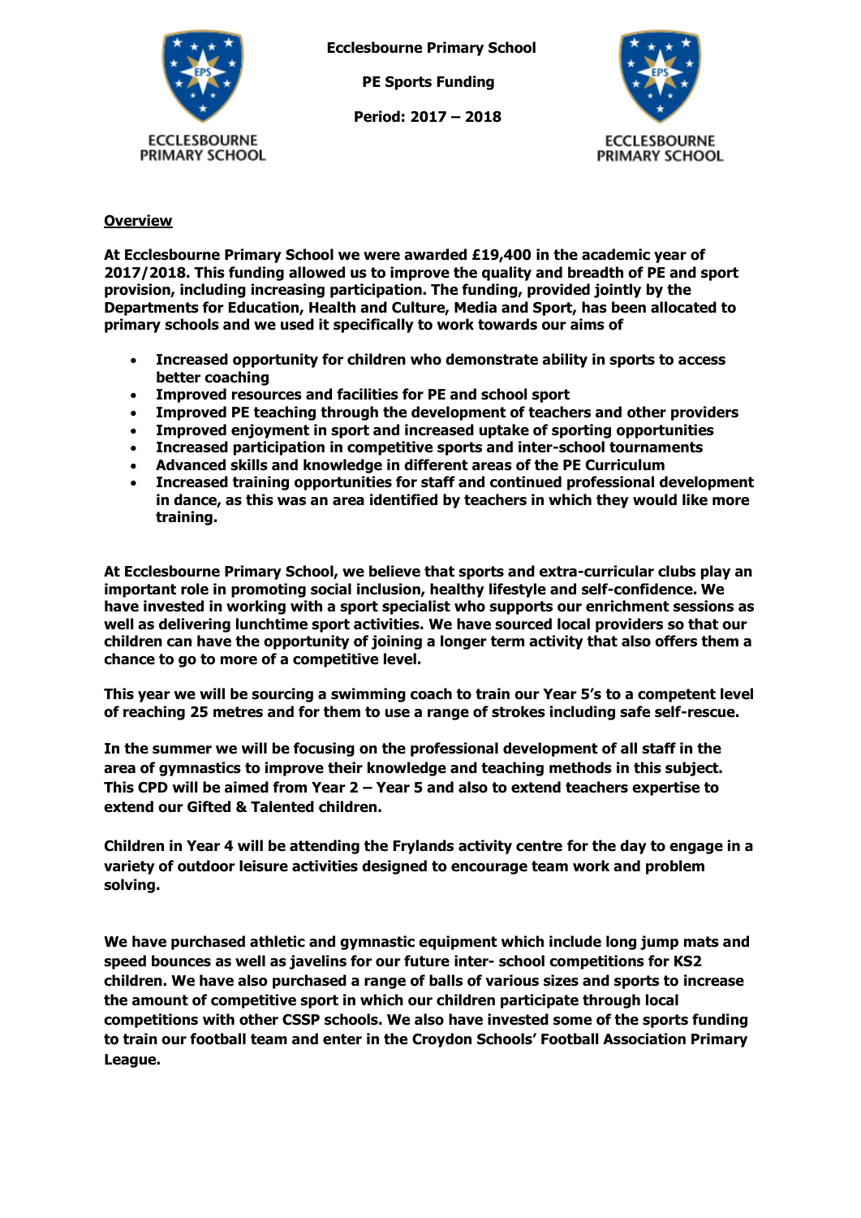**Ecclesbourne Primary School**

**PE Sports Funding**

**Period: 2017 – 2018**

## Overview

**At Ecclesbourne Primary School we were awarded £19,400 in the academic year of 2017/2018. This funding allowed us to improve the quality and breadth of PE and sport provision, including increasing participation. The funding, provided jointly by the Departments for Education, Health and Culture, Media and Sport, has been allocated to primary schools and we used it specifically to work towards our aims of**

- **Increased opportunity for children who demonstrate ability in sports to access better coaching**
- **Improved resources and facilities for PE and school sport**
- **Improved PE teaching through the development of teachers and other providers**
- **Improved enjoyment in sport and increased uptake of sporting opportunities**
- **Increased participation in competitive sports and inter-school tournaments**
- **Advanced skills and knowledge in different areas of the PE Curriculum**
- **Increased training opportunities for staff and continued professional development in dance, as this was an area identified by teachers in which they would like more training.**

**At Ecclesbourne Primary School, we believe that sports and extra-curricular clubs play an important role in promoting social inclusion, healthy lifestyle and self-confidence. We have invested in working with a sport specialist who supports our enrichment sessions as well as delivering lunchtime sport activities. We have sourced local providers so that our children can have the opportunity of joining a longer term activity that also offers them a chance to go to more of a competitive level.**

**This year we will be sourcing a swimming coach to train our Year 5's to a competent level of reaching 25 metres and for them to use a range of strokes including safe self-rescue.**

**In the summer we will be focusing on the professional development of all staff in the area of gymnastics to improve their knowledge and teaching methods in this subject. This CPD will be aimed from Year 2 – Year 5 and also to extend teachers expertise to extend our Gifted & Talented children.**

**Children in Year 4 will be attending the Frylands activity centre for the day to engage in a variety of outdoor leisure activities designed to encourage team work and problem solving.**

**We have purchased athletic and gymnastic equipment which include long jump mats and speed bounces as well as javelins for our future inter- school competitions for KS2 children. We have also purchased a range of balls of various sizes and sports to increase the amount of competitive sport in which our children participate through local competitions with other CSSP schools. We also have invested some of the sports funding to train our football team and enter in the Croydon Schools' Football Association Primary League.**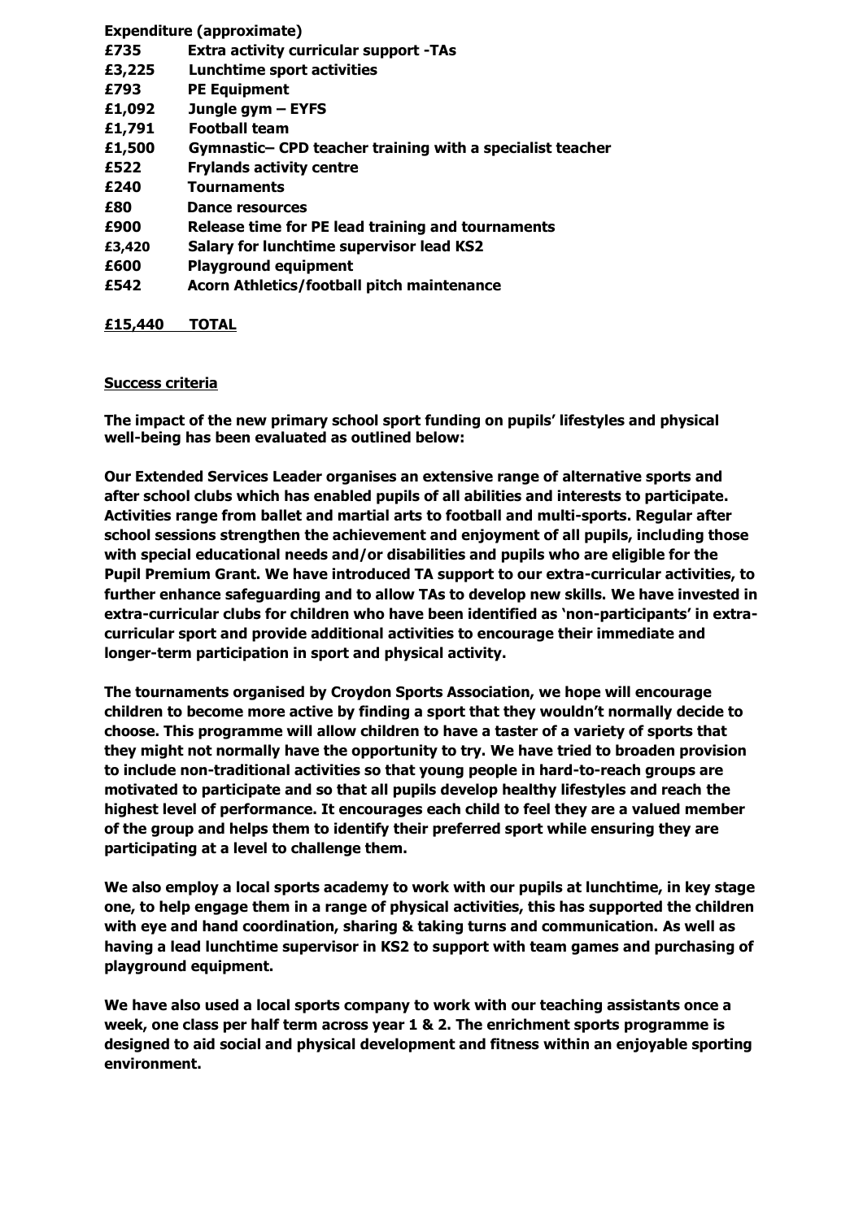**Expenditure (approximate)**

| | |
|---|---|
| **£735** | **Extra activity curricular support -TAs** |
| **£3,225** | **Lunchtime sport activities** |
| **£793** | **PE Equipment** |
| **£1,092** | **Jungle gym – EYFS** |
| **£1,791** | **Football team** |
| **£1,500** | **Gymnastic– CPD teacher training with a specialist teacher** |
| **£522** | **Frylands activity centre** |
| **£240** | **Tournaments** |
| **£80** | **Dance resources** |
| **£900** | **Release time for PE lead training and tournaments** |
| **£3,420** | **Salary for lunchtime supervisor lead KS2** |
| **£600** | **Playground equipment** |
| **£542** | **Acorn Athletics/football pitch maintenance** |

**£15,440 TOTAL**

**Success criteria**

**The impact of the new primary school sport funding on pupils' lifestyles and physical well-being has been evaluated as outlined below:**

**Our Extended Services Leader organises an extensive range of alternative sports and after school clubs which has enabled pupils of all abilities and interests to participate. Activities range from ballet and martial arts to football and multi-sports. Regular after school sessions strengthen the achievement and enjoyment of all pupils, including those with special educational needs and/or disabilities and pupils who are eligible for the Pupil Premium Grant. We have introduced TA support to our extra-curricular activities, to further enhance safeguarding and to allow TAs to develop new skills. We have invested in extra-curricular clubs for children who have been identified as 'non-participants' in extra-curricular sport and provide additional activities to encourage their immediate and longer-term participation in sport and physical activity.**

**The tournaments organised by Croydon Sports Association, we hope will encourage children to become more active by finding a sport that they wouldn't normally decide to choose. This programme will allow children to have a taster of a variety of sports that they might not normally have the opportunity to try. We have tried to broaden provision to include non-traditional activities so that young people in hard-to-reach groups are motivated to participate and so that all pupils develop healthy lifestyles and reach the highest level of performance. It encourages each child to feel they are a valued member of the group and helps them to identify their preferred sport while ensuring they are participating at a level to challenge them.**

**We also employ a local sports academy to work with our pupils at lunchtime, in key stage one, to help engage them in a range of physical activities, this has supported the children with eye and hand coordination, sharing & taking turns and communication. As well as having a lead lunchtime supervisor in KS2 to support with team games and purchasing of playground equipment.**

**We have also used a local sports company to work with our teaching assistants once a week, one class per half term across year 1 & 2. The enrichment sports programme is designed to aid social and physical development and fitness within an enjoyable sporting environment.**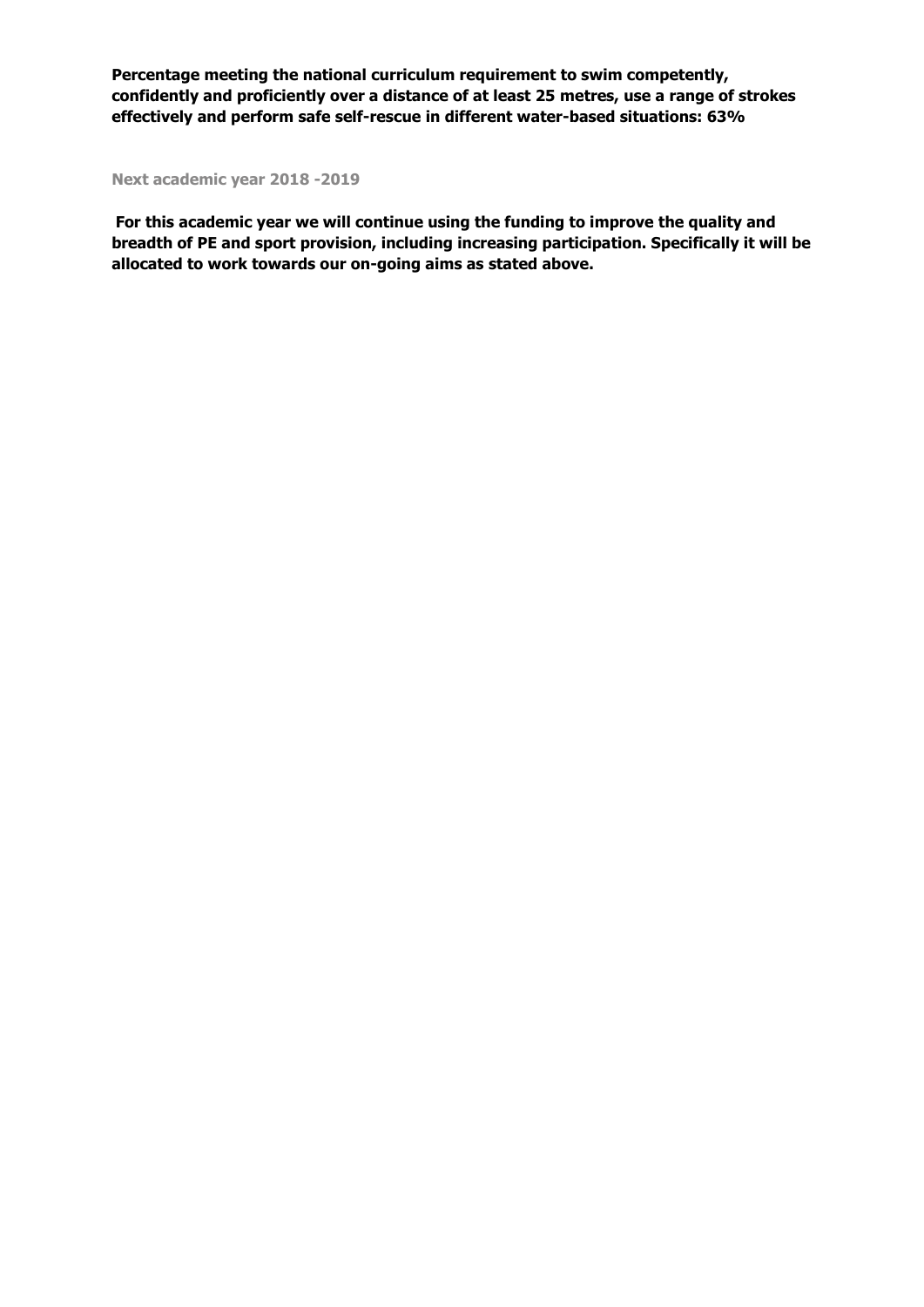**Percentage meeting the national curriculum requirement to swim competently, confidently and proficiently over a distance of at least 25 metres, use a range of strokes effectively and perform safe self-rescue in different water-based situations: 63%**

**Next academic year 2018 -2019**

**For this academic year we will continue using the funding to improve the quality and breadth of PE and sport provision, including increasing participation. Specifically it will be allocated to work towards our on-going aims as stated above.**